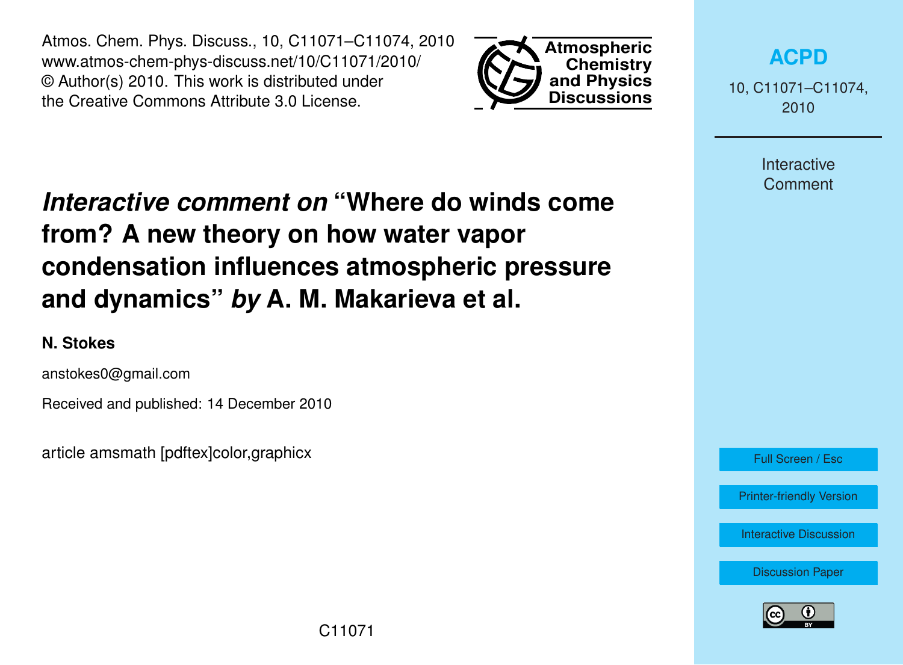# *Interactive comment on* "Where do winds come from? A new theory on how water vapor condensation influences atmospheric pressure and dynamics" *by* A. M. Makarieva et al.

**N. Stokes**

anstokes0@gmail.com

Received and published: 14 December 2010

article amsmath [pdftex]color,graphicx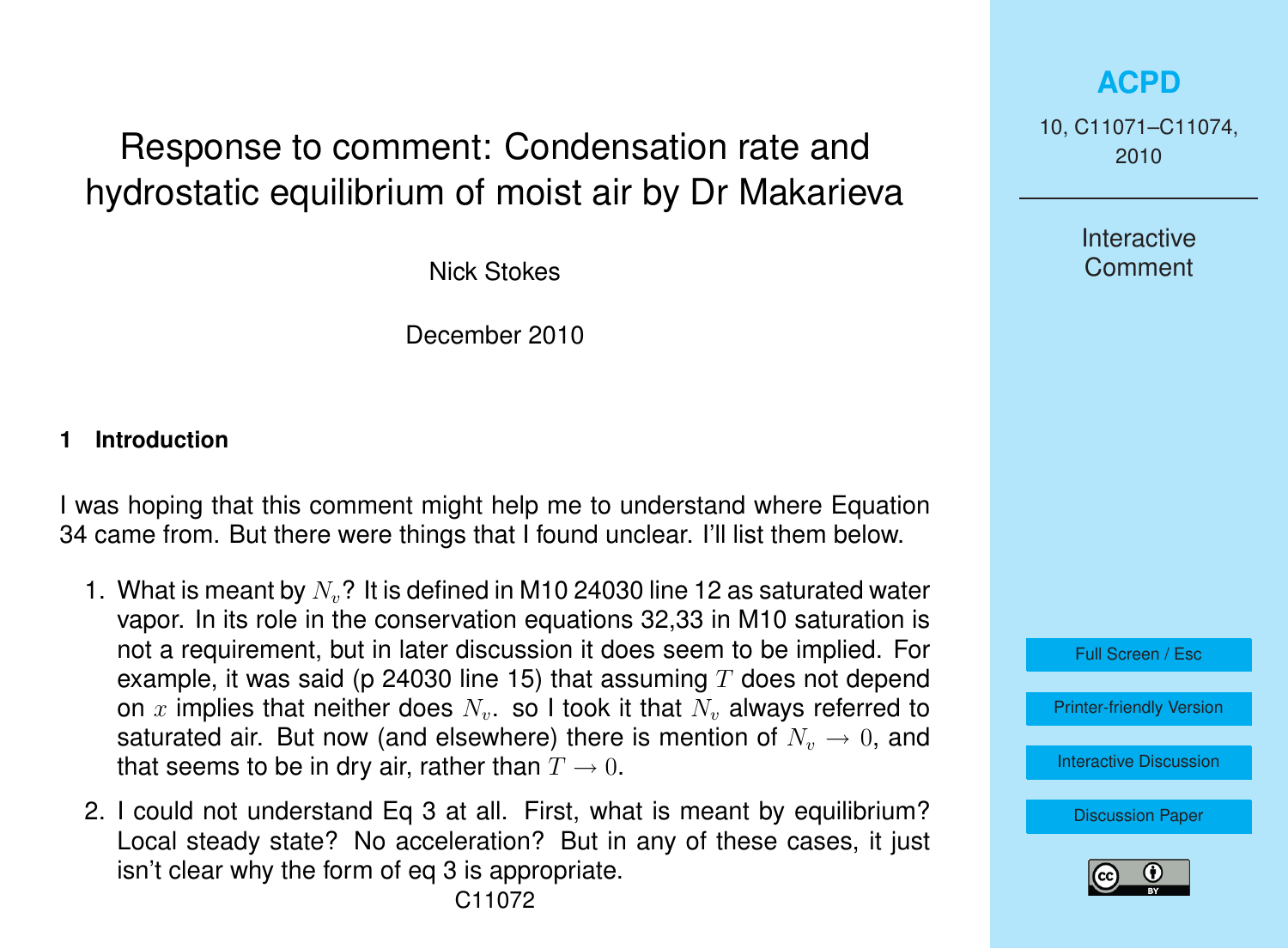# Response to comment: Condensation rate and hydrostatic equilibrium of moist air by Dr Makarieva

Nick Stokes

December 2010

## 1 Introduction

I was hoping that this comment might help me to understand where Equation 34 came from. But there were things that I found unclear. I'll list them below.

1. What is meant by $N_v$? It is defined in M10 24030 line 12 as saturated water vapor. In its role in the conservation equations 32,33 in M10 saturation is not a requirement, but in later discussion it does seem to be implied. For example, it was said (p 24030 line 15) that assuming $T$ does not depend on $x$ implies that neither does $N_v$. so I took it that $N_v$ always referred to saturated air. But now (and elsewhere) there is mention of $N_v \to 0$, and that seems to be in dry air, rather than $T \to 0$.

2. I could not understand Eq 3 at all. First, what is meant by equilibrium? Local steady state? No acceleration? But in any of these cases, it just isn't clear why the form of eq 3 is appropriate.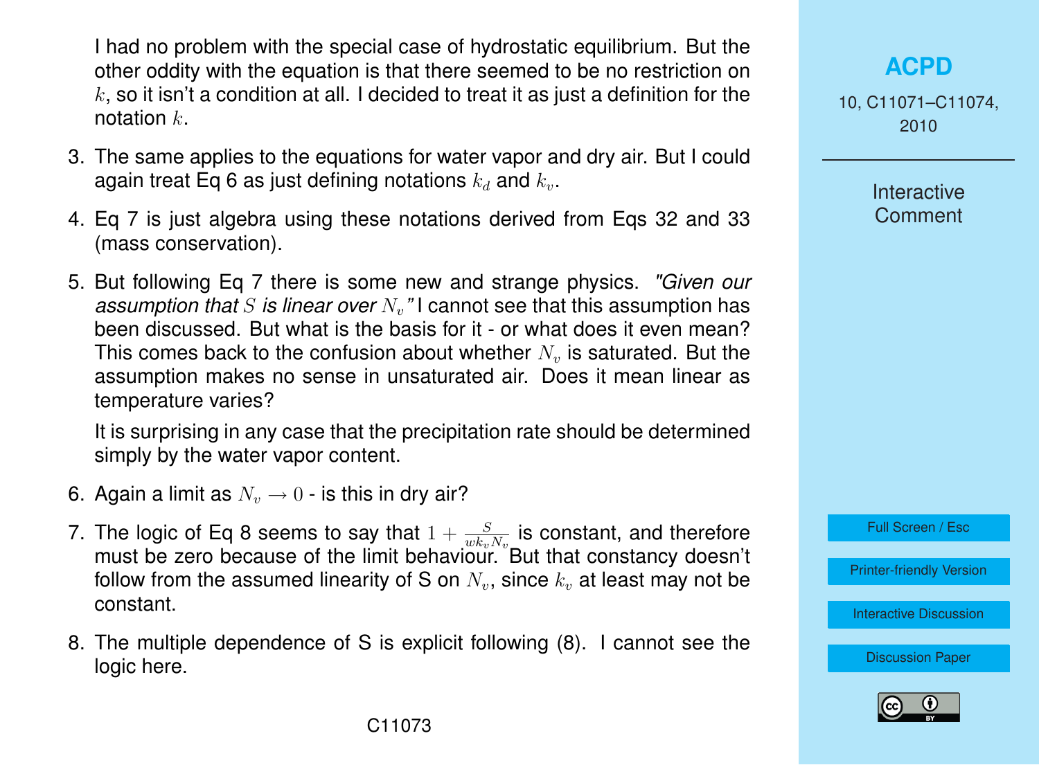I had no problem with the special case of hydrostatic equilibrium. But the other oddity with the equation is that there seemed to be no restriction on $k$, so it isn't a condition at all. I decided to treat it as just a definition for the notation $k$.

3. The same applies to the equations for water vapor and dry air. But I could again treat Eq 6 as just defining notations $k_d$ and $k_v$.

4. Eq 7 is just algebra using these notations derived from Eqs 32 and 33 (mass conservation).

5. But following Eq 7 there is some new and strange physics. *"Given our assumption that $S$ is linear over $N_v$"* I cannot see that this assumption has been discussed. But what is the basis for it - or what does it even mean? This comes back to the confusion about whether $N_v$ is saturated. But the assumption makes no sense in unsaturated air. Does it mean linear as temperature varies?

   It is surprising in any case that the precipitation rate should be determined simply by the water vapor content.

6. Again a limit as $N_v \to 0$ - is this in dry air?

7. The logic of Eq 8 seems to say that $1 + \frac{S}{wk_vN_v}$ is constant, and therefore must be zero because of the limit behaviour. But that constancy doesn't follow from the assumed linearity of S on $N_v$, since $k_v$ at least may not be constant.

8. The multiple dependence of S is explicit following (8). I cannot see the logic here.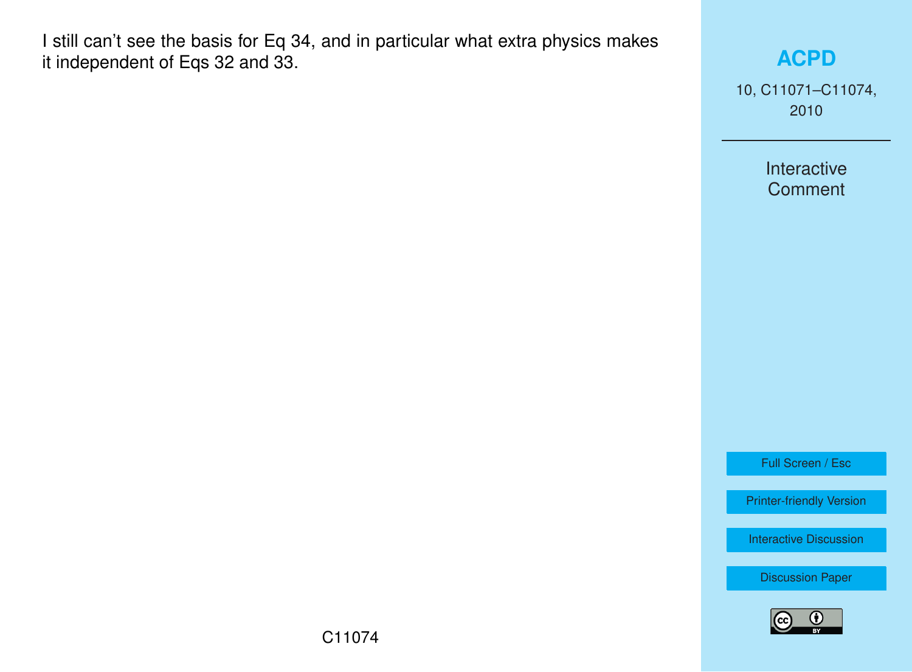I still can't see the basis for Eq 34, and in particular what extra physics makes it independent of Eqs 32 and 33.